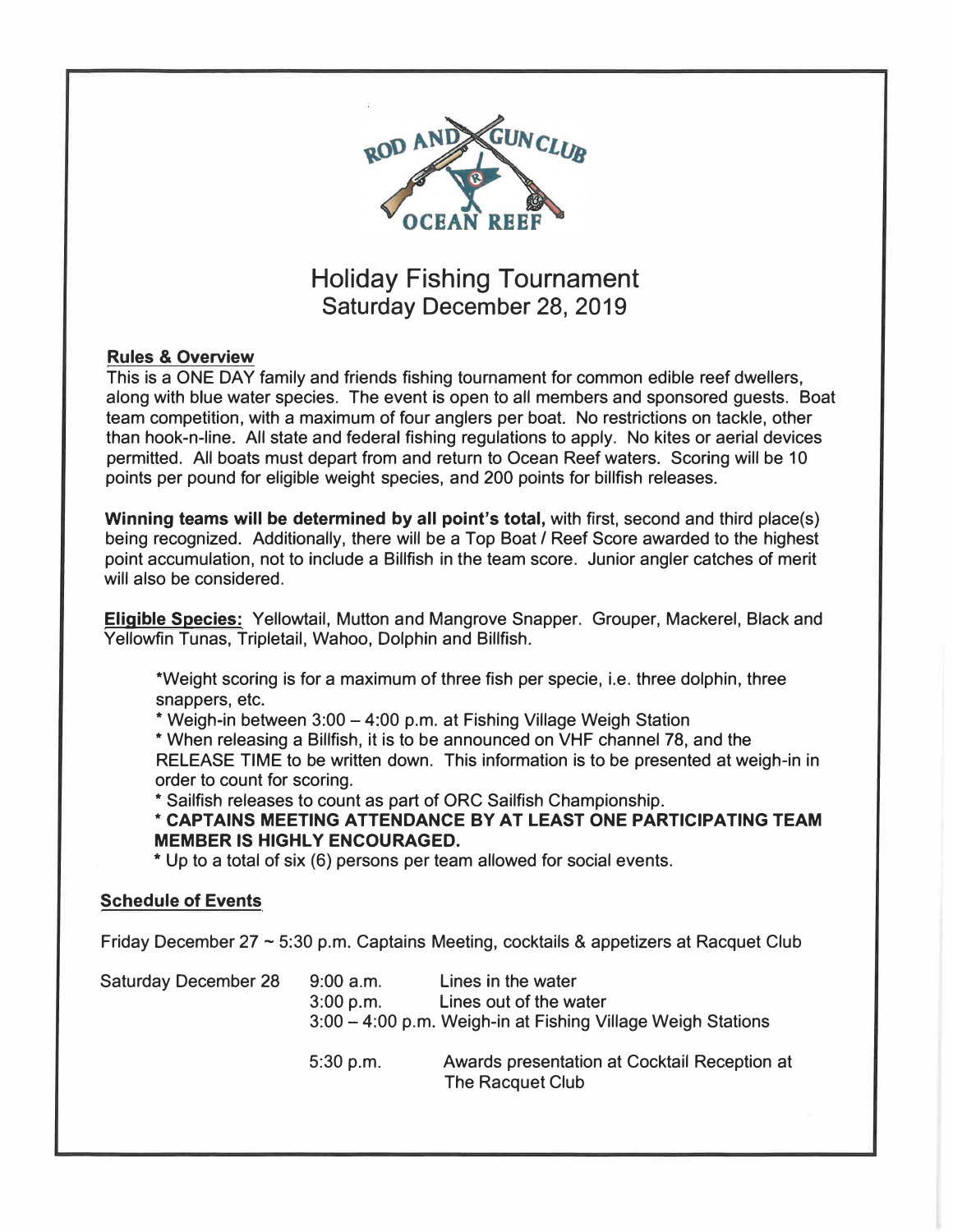ROD AND GUN CLUB

OCEAN REEF

# Holiday Fishing Tournament

## Saturday December 28, 2019

**Rules & Overview**

This is a ONE DAY family and friends fishing tournament for common edible reef dwellers, along with blue water species. The event is open to all members and sponsored guests. Boat team competition, with a maximum of four anglers per boat. No restrictions on tackle, other than hook-n-line. All state and federal fishing regulations to apply. No kites or aerial devices permitted. All boats must depart from and return to Ocean Reef waters. Scoring will be 10 points per pound for eligible weight species, and 200 points for billfish releases.

**Winning teams will be determined by all point's total,** with first, second and third place(s) being recognized. Additionally, there will be a Top Boat / Reef Score awarded to the highest point accumulation, not to include a Billfish in the team score. Junior angler catches of merit will also be considered.

**Eligible Species:** Yellowtail, Mutton and Mangrove Snapper. Grouper, Mackerel, Black and Yellowfin Tunas, Tripletail, Wahoo, Dolphin and Billfish.

> *Weight scoring is for a maximum of three fish per specie, i.e. three dolphin, three snappers, etc.
>
> * Weigh-in between 3:00 – 4:00 p.m. at Fishing Village Weigh Station
>
> * When releasing a Billfish, it is to be announced on VHF channel 78, and the RELEASE TIME to be written down. This information is to be presented at weigh-in in order to count for scoring.
>
> * Sailfish releases to count as part of ORC Sailfish Championship.
>
> **\* CAPTAINS MEETING ATTENDANCE BY AT LEAST ONE PARTICIPATING TEAM MEMBER IS HIGHLY ENCOURAGED.**
>
> * Up to a total of six (6) persons per team allowed for social events.

**Schedule of Events**

Friday December 27 ~ 5:30 p.m. Captains Meeting, cocktails & appetizers at Racquet Club

| | | |
|---|---|---|
| Saturday December 28 | 9:00 a.m. | Lines in the water |
| | 3:00 p.m. | Lines out of the water |
| | 3:00 – 4:00 p.m. | Weigh-in at Fishing Village Weigh Stations |
| | 5:30 p.m. | Awards presentation at Cocktail Reception at The Racquet Club |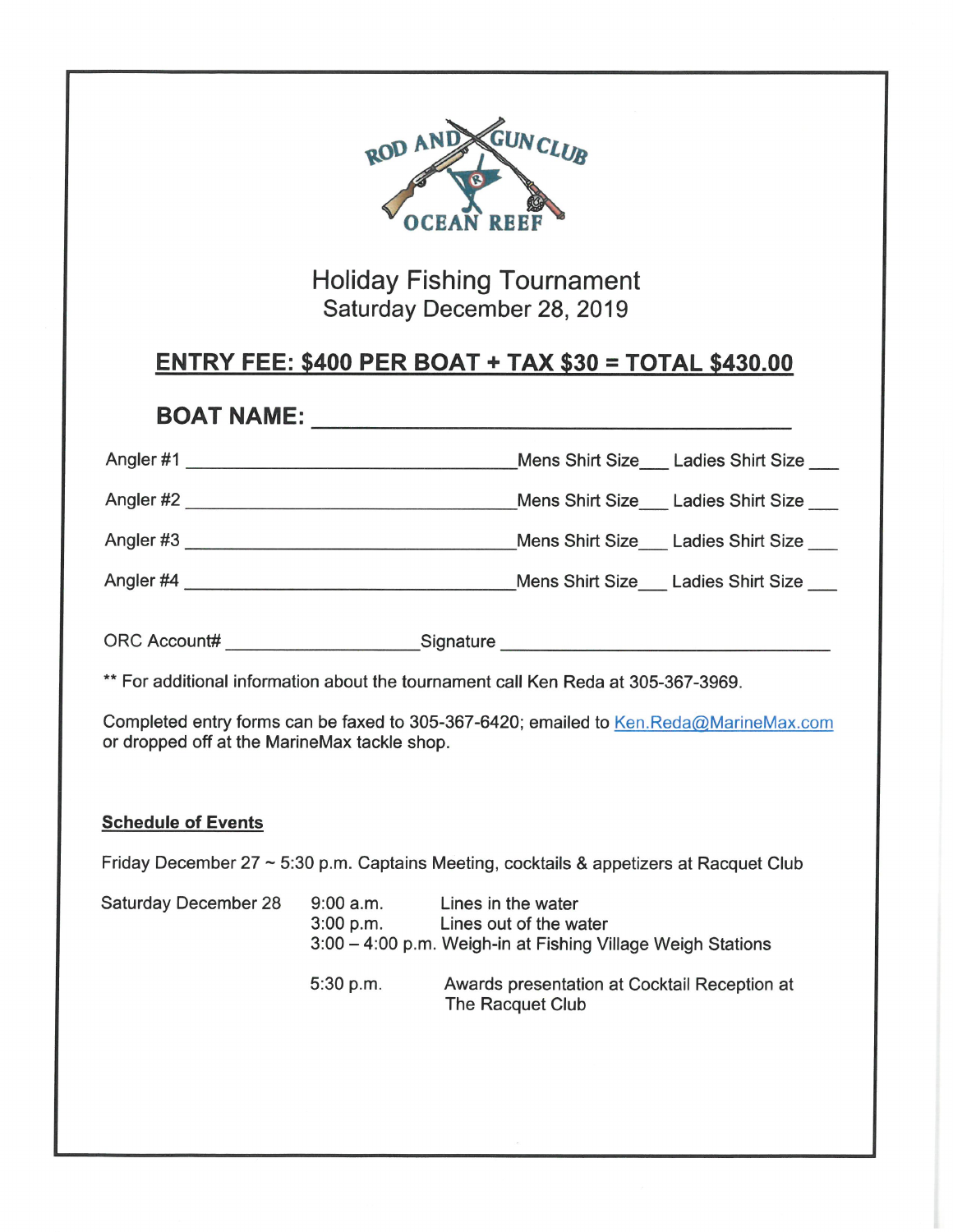ROD AND GUN CLUB

OCEAN REEF

# Holiday Fishing Tournament

## Saturday December 28, 2019

**<u>ENTRY FEE: $400 PER BOAT + TAX $30 = TOTAL $430.00</u>**

**BOAT NAME:** ________________________________________

Angler #1 ________________________________ Mens Shirt Size___ Ladies Shirt Size ___

Angler #2 ________________________________ Mens Shirt Size___ Ladies Shirt Size ___

Angler #3 ________________________________ Mens Shirt Size___ Ladies Shirt Size ___

Angler #4 ________________________________ Mens Shirt Size___ Ladies Shirt Size ___

ORC Account# ____________________ Signature ________________________________

** For additional information about the tournament call Ken Reda at 305-367-3969.

Completed entry forms can be faxed to 305-367-6420; emailed to Ken.Reda@MarineMax.com or dropped off at the MarineMax tackle shop.

**<u>Schedule of Events</u>**

Friday December 27 ~ 5:30 p.m. Captains Meeting, cocktails & appetizers at Racquet Club

Saturday December 28
- 9:00 a.m. Lines in the water
- 3:00 p.m. Lines out of the water
- 3:00 – 4:00 p.m. Weigh-in at Fishing Village Weigh Stations
- 5:30 p.m. Awards presentation at Cocktail Reception at The Racquet Club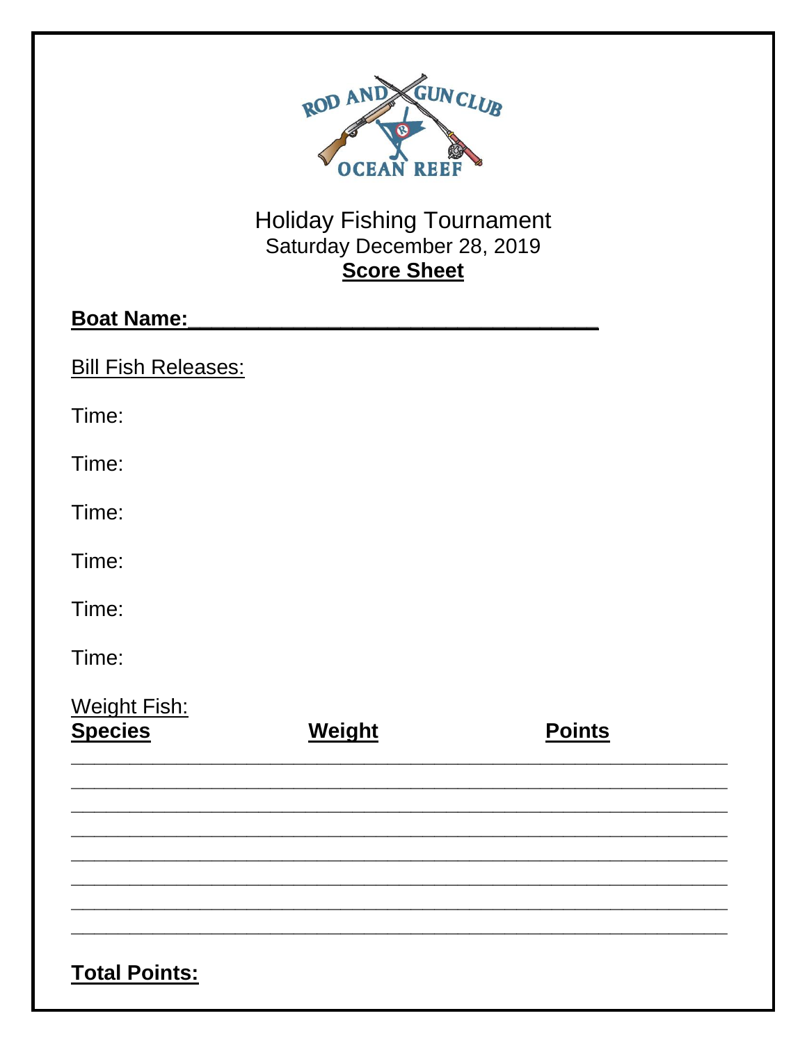ROD AND GUN CLUB
OCEAN REEF

Holiday Fishing Tournament
Saturday December 28, 2019
**Score Sheet**

**Boat Name:**___________________________________

Bill Fish Releases:

Time:

Time:

Time:

Time:

Time:

Time:

Weight Fish:

| **Species** | **Weight** | **Points** |
|---|---|---|
| | | |
| | | |
| | | |
| | | |
| | | |
| | | |
| | | |
| | | |

**Total Points:**